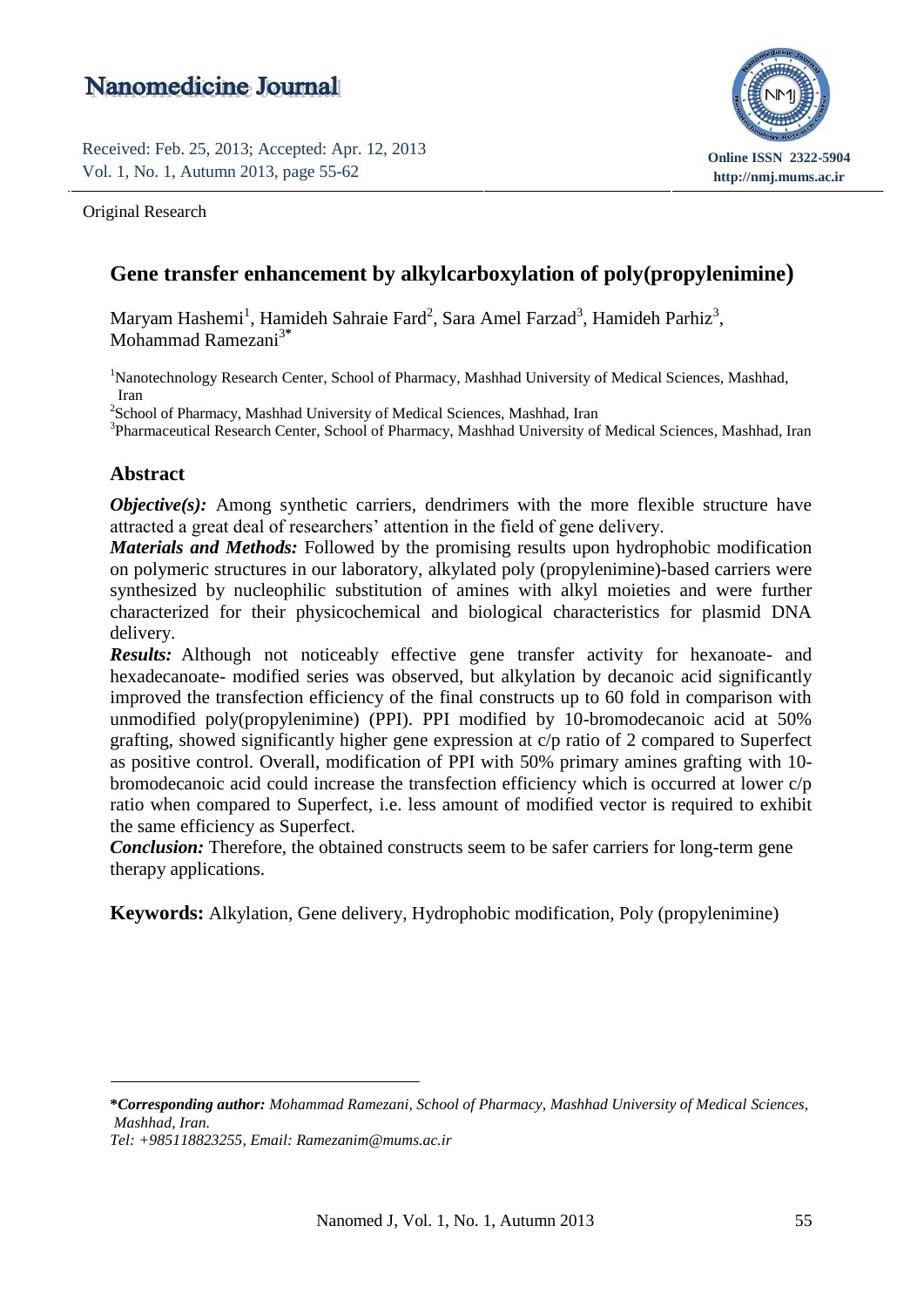Original Research

# Gene transfer enhancement by alkylcarboxylation of poly(propylenimine)

Maryam Hashemi[1], Hamideh Sahraie Fard[2], Sara Amel Farzad[3], Hamideh Parhiz[3], Mohammad Ramezani[3*]

[1]Nanotechnology Research Center, School of Pharmacy, Mashhad University of Medical Sciences, Mashhad, Iran

[2]School of Pharmacy, Mashhad University of Medical Sciences, Mashhad, Iran

[3]Pharmaceutical Research Center, School of Pharmacy, Mashhad University of Medical Sciences, Mashhad, Iran

## Abstract

***Objective(s):*** Among synthetic carriers, dendrimers with the more flexible structure have attracted a great deal of researchers' attention in the field of gene delivery.

***Materials and Methods:*** Followed by the promising results upon hydrophobic modification on polymeric structures in our laboratory, alkylated poly (propylenimine)-based carriers were synthesized by nucleophilic substitution of amines with alkyl moieties and were further characterized for their physicochemical and biological characteristics for plasmid DNA delivery.

***Results:*** Although not noticeably effective gene transfer activity for hexanoate- and hexadecanoate- modified series was observed, but alkylation by decanoic acid significantly improved the transfection efficiency of the final constructs up to 60 fold in comparison with unmodified poly(propylenimine) (PPI). PPI modified by 10-bromodecanoic acid at 50% grafting, showed significantly higher gene expression at c/p ratio of 2 compared to Superfect as positive control. Overall, modification of PPI with 50% primary amines grafting with 10-bromodecanoic acid could increase the transfection efficiency which is occurred at lower c/p ratio when compared to Superfect, i.e. less amount of modified vector is required to exhibit the same efficiency as Superfect.

***Conclusion:*** Therefore, the obtained constructs seem to be safer carriers for long-term gene therapy applications.

**Keywords:** Alkylation, Gene delivery, Hydrophobic modification, Poly (propylenimine)

---

***Corresponding author:** *Mohammad Ramezani, School of Pharmacy, Mashhad University of Medical Sciences, Mashhad, Iran.*

*Tel: +985118823255, Email: Ramezanim@mums.ac.ir*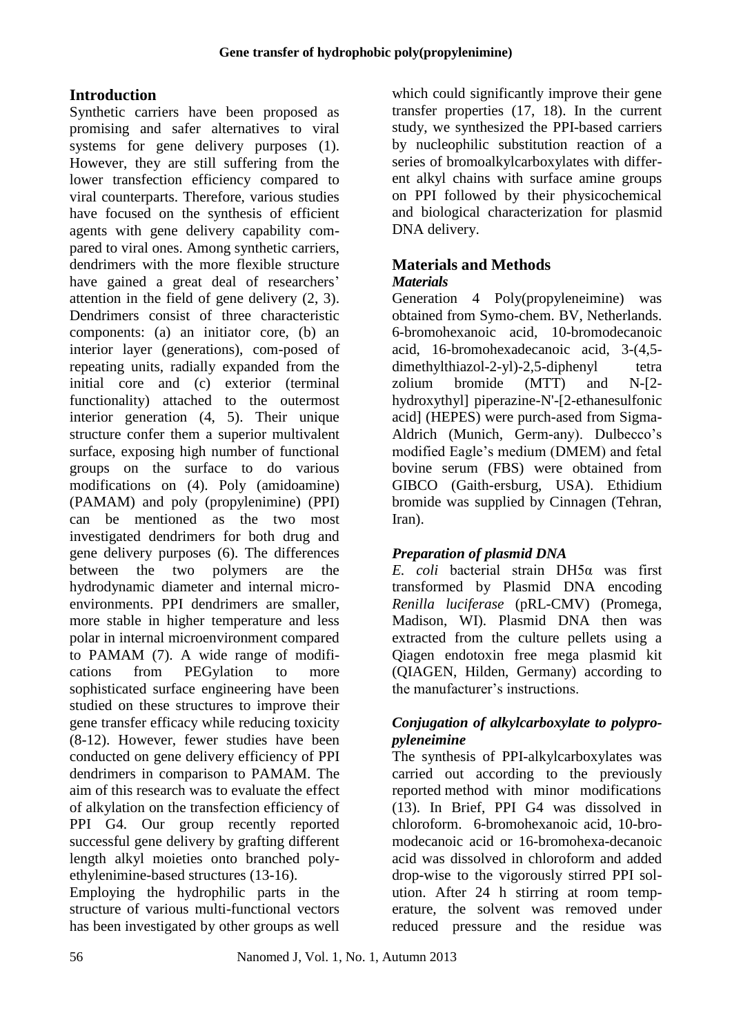## Introduction

Synthetic carriers have been proposed as promising and safer alternatives to viral systems for gene delivery purposes (1). However, they are still suffering from the lower transfection efficiency compared to viral counterparts. Therefore, various studies have focused on the synthesis of efficient agents with gene delivery capability compared to viral ones. Among synthetic carriers, dendrimers with the more flexible structure have gained a great deal of researchers' attention in the field of gene delivery (2, 3). Dendrimers consist of three characteristic components: (a) an initiator core, (b) an interior layer (generations), com-posed of repeating units, radially expanded from the initial core and (c) exterior (terminal functionality) attached to the outermost interior generation (4, 5). Their unique structure confer them a superior multivalent surface, exposing high number of functional groups on the surface to do various modifications on (4). Poly (amidoamine) (PAMAM) and poly (propylenimine) (PPI) can be mentioned as the two most investigated dendrimers for both drug and gene delivery purposes (6). The differences between the two polymers are the hydrodynamic diameter and internal micro-environments. PPI dendrimers are smaller, more stable in higher temperature and less polar in internal microenvironment compared to PAMAM (7). A wide range of modifi-cations from PEGylation to more sophisticated surface engineering have been studied on these structures to improve their gene transfer efficacy while reducing toxicity (8-12). However, fewer studies have been conducted on gene delivery efficiency of PPI dendrimers in comparison to PAMAM. The aim of this research was to evaluate the effect of alkylation on the transfection efficiency of PPI G4. Our group recently reported successful gene delivery by grafting different length alkyl moieties onto branched poly-ethylenimine-based structures (13-16).

Employing the hydrophilic parts in the structure of various multi-functional vectors has been investigated by other groups as well which could significantly improve their gene transfer properties (17, 18). In the current study, we synthesized the PPI-based carriers by nucleophilic substitution reaction of a series of bromoalkylcarboxylates with different alkyl chains with surface amine groups on PPI followed by their physicochemical and biological characterization for plasmid DNA delivery.

## Materials and Methods

### *Materials*

Generation 4 Poly(propyleneimine) was obtained from Symo-chem. BV, Netherlands. 6-bromohexanoic acid, 10-bromodecanoic acid, 16-bromohexadecanoic acid, 3-(4,5-dimethylthiazol-2-yl)-2,5-diphenyl tetra zolium bromide (MTT) and N-[2-hydroxythyl] piperazine-N'-[2-ethanesulfonic acid] (HEPES) were purch-ased from Sigma-Aldrich (Munich, Germ-any). Dulbecco's modified Eagle's medium (DMEM) and fetal bovine serum (FBS) were obtained from GIBCO (Gaith-ersburg, USA). Ethidium bromide was supplied by Cinnagen (Tehran, Iran).

### *Preparation of plasmid DNA*

*E. coli* bacterial strain DH5α was first transformed by Plasmid DNA encoding *Renilla luciferase* (pRL-CMV) (Promega, Madison, WI). Plasmid DNA then was extracted from the culture pellets using a Qiagen endotoxin free mega plasmid kit (QIAGEN, Hilden, Germany) according to the manufacturer's instructions.

### *Conjugation of alkylcarboxylate to polypropyleneimine*

The synthesis of PPI-alkylcarboxylates was carried out according to the previously reported method with minor modifications (13). In Brief, PPI G4 was dissolved in chloroform. 6-bromohexanoic acid, 10-bromodecanoic acid or 16-bromohexa-decanoic acid was dissolved in chloroform and added drop-wise to the vigorously stirred PPI solution. After 24 h stirring at room temperature, the solvent was removed under reduced pressure and the residue was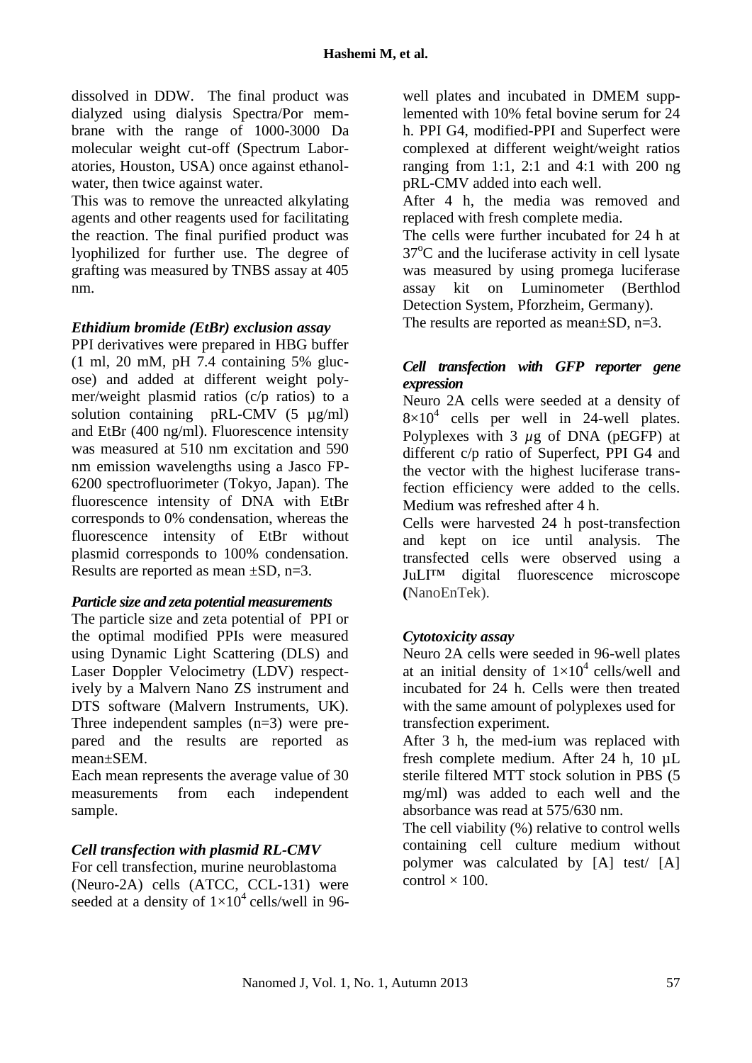dissolved in DDW. The final product was dialyzed using dialysis Spectra/Por membrane with the range of 1000-3000 Da molecular weight cut-off (Spectrum Laboratories, Houston, USA) once against ethanol-water, then twice against water.

This was to remove the unreacted alkylating agents and other reagents used for facilitating the reaction. The final purified product was lyophilized for further use. The degree of grafting was measured by TNBS assay at 405 nm.

### *Ethidium bromide (EtBr) exclusion assay*

PPI derivatives were prepared in HBG buffer (1 ml, 20 mM, pH 7.4 containing 5% glucose) and added at different weight polymer/weight plasmid ratios (c/p ratios) to a solution containing pRL-CMV (5 µg/ml) and EtBr (400 ng/ml). Fluorescence intensity was measured at 510 nm excitation and 590 nm emission wavelengths using a Jasco FP-6200 spectrofluorimeter (Tokyo, Japan). The fluorescence intensity of DNA with EtBr corresponds to 0% condensation, whereas the fluorescence intensity of EtBr without plasmid corresponds to 100% condensation. Results are reported as mean ±SD, n=3.

### *Particle size and zeta potential measurements*

The particle size and zeta potential of PPI or the optimal modified PPIs were measured using Dynamic Light Scattering (DLS) and Laser Doppler Velocimetry (LDV) respectively by a Malvern Nano ZS instrument and DTS software (Malvern Instruments, UK). Three independent samples (n=3) were prepared and the results are reported as mean±SEM.

Each mean represents the average value of 30 measurements from each independent sample.

### *Cell transfection with plasmid RL-CMV*

For cell transfection, murine neuroblastoma (Neuro-2A) cells (ATCC, CCL-131) were seeded at a density of $1\times10^4$ cells/well in 96-well plates and incubated in DMEM supplemented with 10% fetal bovine serum for 24 h. PPI G4, modified-PPI and Superfect were complexed at different weight/weight ratios ranging from 1:1, 2:1 and 4:1 with 200 ng pRL-CMV added into each well.

After 4 h, the media was removed and replaced with fresh complete media.

The cells were further incubated for 24 h at 37°C and the luciferase activity in cell lysate was measured by using promega luciferase assay kit on Luminometer (Berthlod Detection System, Pforzheim, Germany).

The results are reported as mean±SD, n=3.

### *Cell transfection with GFP reporter gene expression*

Neuro 2A cells were seeded at a density of $8\times10^4$ cells per well in 24-well plates. Polyplexes with 3 $\mu$g of DNA (pEGFP) at different c/p ratio of Superfect, PPI G4 and the vector with the highest luciferase transfection efficiency were added to the cells. Medium was refreshed after 4 h.

Cells were harvested 24 h post-transfection and kept on ice until analysis. The transfected cells were observed using a JuLI™ digital fluorescence microscope (NanoEnTek).

### *Cytotoxicity assay*

Neuro 2A cells were seeded in 96-well plates at an initial density of $1\times10^4$ cells/well and incubated for 24 h. Cells were then treated with the same amount of polyplexes used for transfection experiment.

After 3 h, the med-ium was replaced with fresh complete medium. After 24 h, 10 µL sterile filtered MTT stock solution in PBS (5 mg/ml) was added to each well and the absorbance was read at 575/630 nm.

The cell viability (%) relative to control wells containing cell culture medium without polymer was calculated by [A] test/ [A] control × 100.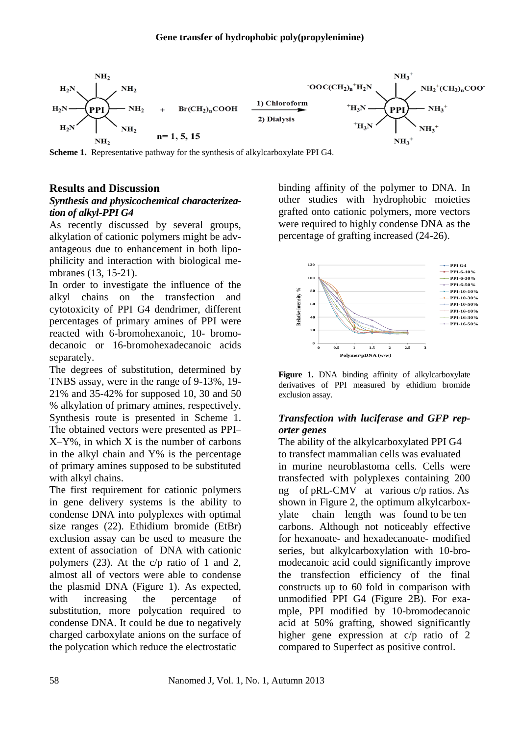Scheme 1. Representative pathway for the synthesis of alkylcarboxylate PPI G4.

## Results and Discussion

### *Synthesis and physicochemical characterizeation of alkyl-PPI G4*

As recently discussed by several groups, alkylation of cationic polymers might be advantageous due to enhancement in both lipophilicity and interaction with biological membranes (13, 15-21).

In order to investigate the influence of the alkyl chains on the transfection and cytotoxicity of PPI G4 dendrimer, different percentages of primary amines of PPI were reacted with 6-bromohexanoic, 10- bromodecanoic or 16-bromohexadecanoic acids separately.

The degrees of substitution, determined by TNBS assay, were in the range of 9-13%, 19-21% and 35-42% for supposed 10, 30 and 50 % alkylation of primary amines, respectively. Synthesis route is presented in Scheme 1. The obtained vectors were presented as PPI–X–Y%, in which X is the number of carbons in the alkyl chain and Y% is the percentage of primary amines supposed to be substituted with alkyl chains.

The first requirement for cationic polymers in gene delivery systems is the ability to condense DNA into polyplexes with optimal size ranges (22). Ethidium bromide (EtBr) exclusion assay can be used to measure the extent of association of DNA with cationic polymers (23). At the c/p ratio of 1 and 2, almost all of vectors were able to condense the plasmid DNA (Figure 1). As expected, with increasing the percentage of substitution, more polycation required to condense DNA. It could be due to negatively charged carboxylate anions on the surface of the polycation which reduce the electrostatic binding affinity of the polymer to DNA. In other studies with hydrophobic moieties grafted onto cationic polymers, more vectors were required to highly condense DNA as the percentage of grafting increased (24-26).

**Figure 1.** DNA binding affinity of alkylcarboxylate derivatives of PPI measured by ethidium bromide exclusion assay.

### *Transfection with luciferase and GFP reporter genes*

The ability of the alkylcarboxylated PPI G4 to transfect mammalian cells was evaluated in murine neuroblastoma cells. Cells were transfected with polyplexes containing 200 ng of pRL-CMV at various c/p ratios. As shown in Figure 2, the optimum alkylcarboxylate chain length was found to be ten carbons. Although not noticeably effective for hexanoate- and hexadecanoate- modified series, but alkylcarboxylation with 10-bromodecanoic acid could significantly improve the transfection efficiency of the final constructs up to 60 fold in comparison with unmodified PPI G4 (Figure 2B). For example, PPI modified by 10-bromodecanoic acid at 50% grafting, showed significantly higher gene expression at c/p ratio of 2 compared to Superfect as positive control.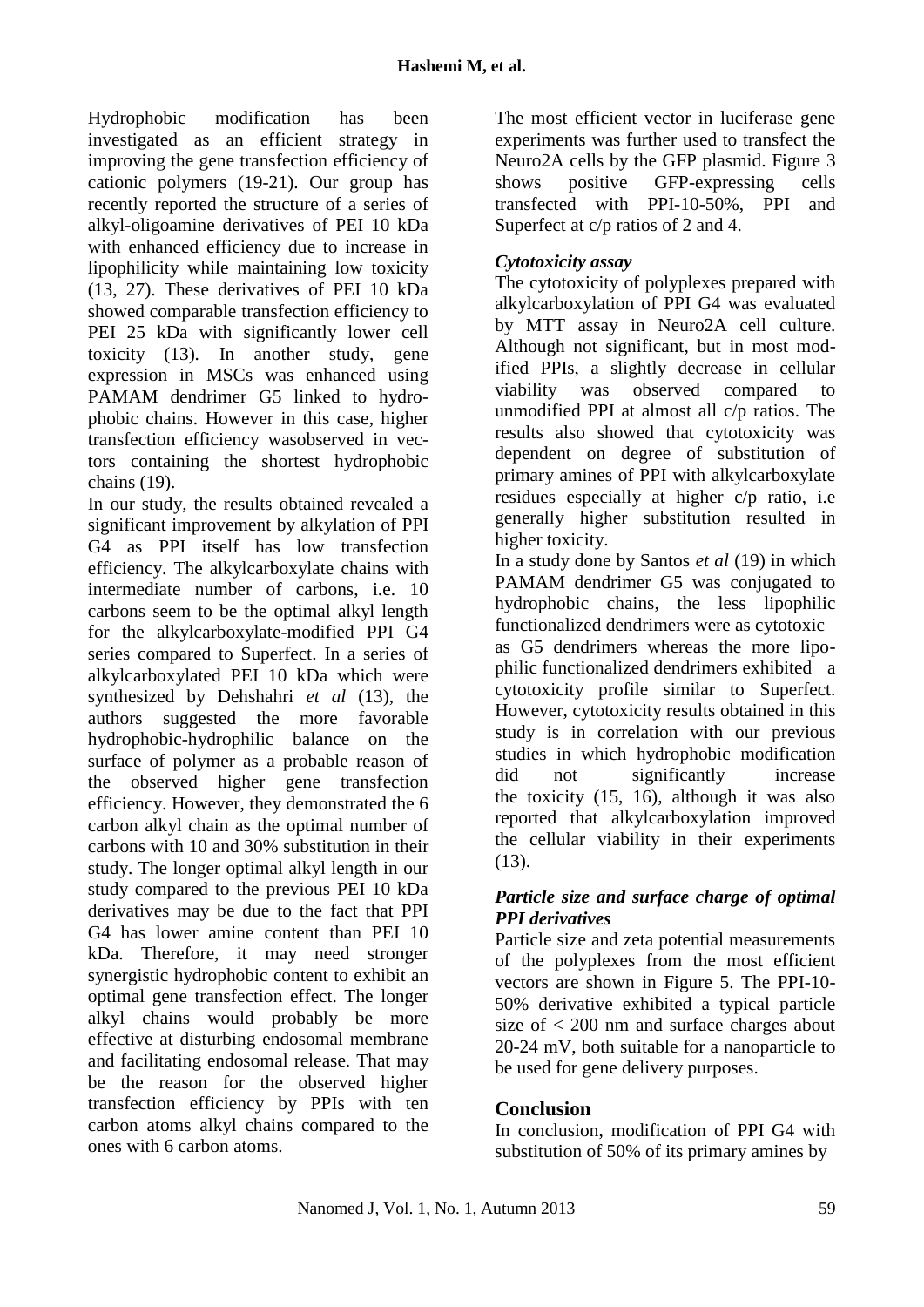Hydrophobic modification has been investigated as an efficient strategy in improving the gene transfection efficiency of cationic polymers (19-21). Our group has recently reported the structure of a series of alkyl-oligoamine derivatives of PEI 10 kDa with enhanced efficiency due to increase in lipophilicity while maintaining low toxicity (13, 27). These derivatives of PEI 10 kDa showed comparable transfection efficiency to PEI 25 kDa with significantly lower cell toxicity (13). In another study, gene expression in MSCs was enhanced using PAMAM dendrimer G5 linked to hydrophobic chains. However in this case, higher transfection efficiency wasobserved in vectors containing the shortest hydrophobic chains (19).

In our study, the results obtained revealed a significant improvement by alkylation of PPI G4 as PPI itself has low transfection efficiency. The alkylcarboxylate chains with intermediate number of carbons, i.e. 10 carbons seem to be the optimal alkyl length for the alkylcarboxylate-modified PPI G4 series compared to Superfect. In a series of alkylcarboxylated PEI 10 kDa which were synthesized by Dehshahri *et al* (13), the authors suggested the more favorable hydrophobic-hydrophilic balance on the surface of polymer as a probable reason of the observed higher gene transfection efficiency. However, they demonstrated the 6 carbon alkyl chain as the optimal number of carbons with 10 and 30% substitution in their study. The longer optimal alkyl length in our study compared to the previous PEI 10 kDa derivatives may be due to the fact that PPI G4 has lower amine content than PEI 10 kDa. Therefore, it may need stronger synergistic hydrophobic content to exhibit an optimal gene transfection effect. The longer alkyl chains would probably be more effective at disturbing endosomal membrane and facilitating endosomal release. That may be the reason for the observed higher transfection efficiency by PPIs with ten carbon atoms alkyl chains compared to the ones with 6 carbon atoms.

The most efficient vector in luciferase gene experiments was further used to transfect the Neuro2A cells by the GFP plasmid. Figure 3 shows positive GFP-expressing cells transfected with PPI-10-50%, PPI and Superfect at c/p ratios of 2 and 4.

### *Cytotoxicity assay*

The cytotoxicity of polyplexes prepared with alkylcarboxylation of PPI G4 was evaluated by MTT assay in Neuro2A cell culture. Although not significant, but in most modified PPIs, a slightly decrease in cellular viability was observed compared to unmodified PPI at almost all c/p ratios. The results also showed that cytotoxicity was dependent on degree of substitution of primary amines of PPI with alkylcarboxylate residues especially at higher c/p ratio, i.e generally higher substitution resulted in higher toxicity.

In a study done by Santos *et al* (19) in which PAMAM dendrimer G5 was conjugated to hydrophobic chains, the less lipophilic functionalized dendrimers were as cytotoxic as G5 dendrimers whereas the more lipophilic functionalized dendrimers exhibited a cytotoxicity profile similar to Superfect. However, cytotoxicity results obtained in this study is in correlation with our previous studies in which hydrophobic modification did not significantly increase the toxicity (15, 16), although it was also reported that alkylcarboxylation improved the cellular viability in their experiments (13).

### *Particle size and surface charge of optimal PPI derivatives*

Particle size and zeta potential measurements of the polyplexes from the most efficient vectors are shown in Figure 5. The PPI-10-50% derivative exhibited a typical particle size of < 200 nm and surface charges about 20-24 mV, both suitable for a nanoparticle to be used for gene delivery purposes.

## Conclusion

In conclusion, modification of PPI G4 with substitution of 50% of its primary amines by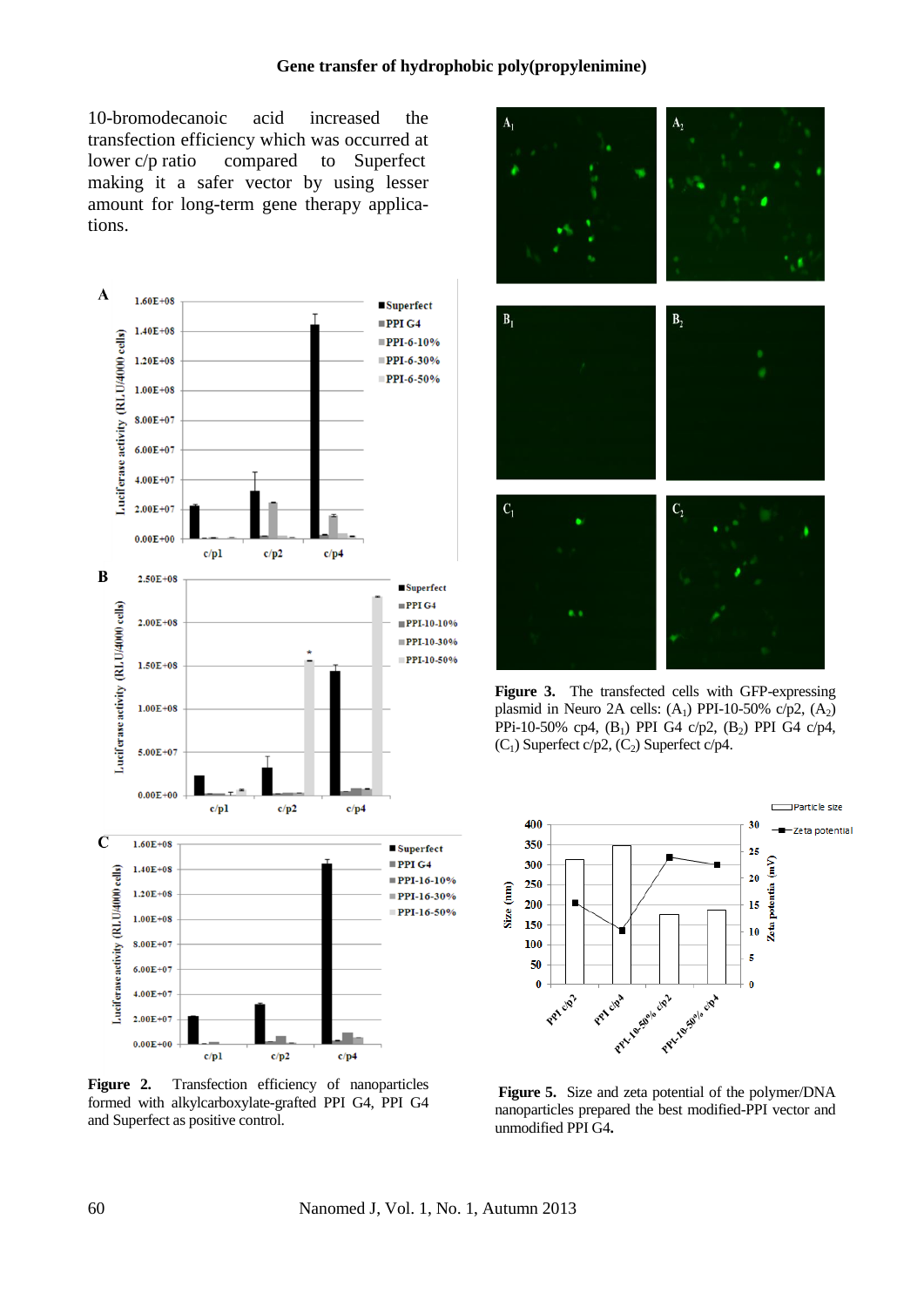10-bromodecanoic acid increased the transfection efficiency which was occurred at lower c/p ratio compared to Superfect making it a safer vector by using lesser amount for long-term gene therapy applications.

**Figure 2.** Transfection efficiency of nanoparticles formed with alkylcarboxylate-grafted PPI G4, PPI G4 and Superfect as positive control.

**Figure 3.** The transfected cells with GFP-expressing plasmid in Neuro 2A cells: ($A_1$) PPI-10-50% c/p2, ($A_2$) PPi-10-50% cp4, ($B_1$) PPI G4 c/p2, ($B_2$) PPI G4 c/p4, ($C_1$) Superfect c/p2, ($C_2$) Superfect c/p4.

**Figure 5.** Size and zeta potential of the polymer/DNA nanoparticles prepared the best modified-PPI vector and unmodified PPI G4**.**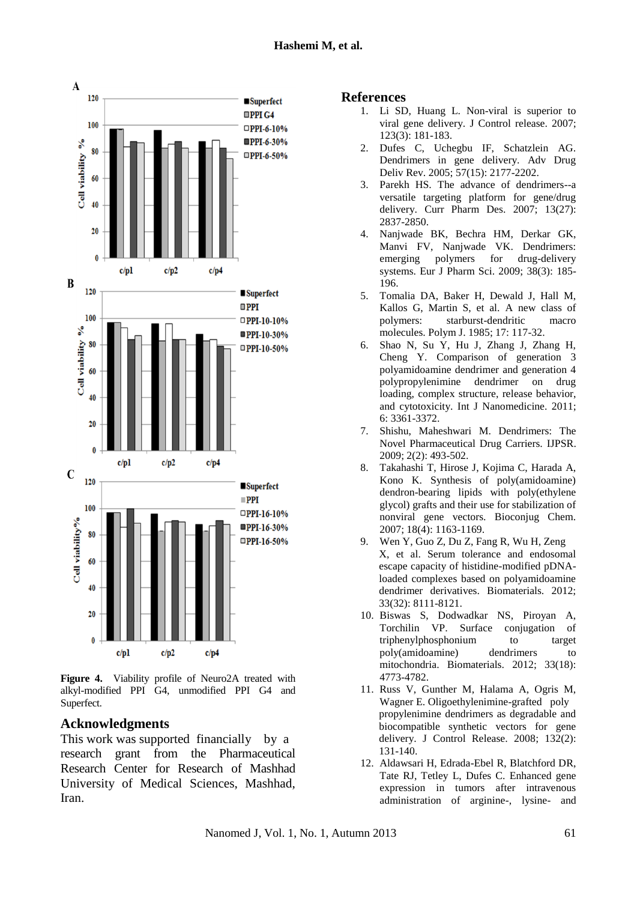**Figure 4.** Viability profile of Neuro2A treated with alkyl-modified PPI G4, unmodified PPI G4 and Superfect.

## Acknowledgments

This work was supported financially by a research grant from the Pharmaceutical Research Center for Research of Mashhad University of Medical Sciences, Mashhad, Iran.

## References

1. Li SD, Huang L. Non-viral is superior to viral gene delivery. J Control release. 2007; 123(3): 181-183.
2. Dufes C, Uchegbu IF, Schatzlein AG. Dendrimers in gene delivery. Adv Drug Deliv Rev. 2005; 57(15): 2177-2202.
3. Parekh HS. The advance of dendrimers--a versatile targeting platform for gene/drug delivery. Curr Pharm Des. 2007; 13(27): 2837-2850.
4. Nanjwade BK, Bechra HM, Derkar GK, Manvi FV, Nanjwade VK. Dendrimers: emerging polymers for drug-delivery systems. Eur J Pharm Sci. 2009; 38(3): 185-196.
5. Tomalia DA, Baker H, Dewald J, Hall M, Kallos G, Martin S, et al. A new class of polymers: starburst-dendritic macro molecules. Polym J. 1985; 17: 117-32.
6. Shao N, Su Y, Hu J, Zhang J, Zhang H, Cheng Y. Comparison of generation 3 polyamidoamine dendrimer and generation 4 polypropylenimine dendrimer on drug loading, complex structure, release behavior, and cytotoxicity. Int J Nanomedicine. 2011; 6: 3361-3372.
7. Shishu, Maheshwari M. Dendrimers: The Novel Pharmaceutical Drug Carriers. IJPSR. 2009; 2(2): 493-502.
8. Takahashi T, Hirose J, Kojima C, Harada A, Kono K. Synthesis of poly(amidoamine) dendron-bearing lipids with poly(ethylene glycol) grafts and their use for stabilization of nonviral gene vectors. Bioconjug Chem. 2007; 18(4): 1163-1169.
9. Wen Y, Guo Z, Du Z, Fang R, Wu H, Zeng X, et al. Serum tolerance and endosomal escape capacity of histidine-modified pDNA-loaded complexes based on polyamidoamine dendrimer derivatives. Biomaterials. 2012; 33(32): 8111-8121.
10. Biswas S, Dodwadkar NS, Piroyan A, Torchilin VP. Surface conjugation of triphenylphosphonium to target poly(amidoamine) dendrimers to mitochondria. Biomaterials. 2012; 33(18): 4773-4782.
11. Russ V, Gunther M, Halama A, Ogris M, Wagner E. Oligoethylenimine-grafted poly propylenimine dendrimers as degradable and biocompatible synthetic vectors for gene delivery. J Control Release. 2008; 132(2): 131-140.
12. Aldawsari H, Edrada-Ebel R, Blatchford DR, Tate RJ, Tetley L, Dufes C. Enhanced gene expression in tumors after intravenous administration of arginine-, lysine- and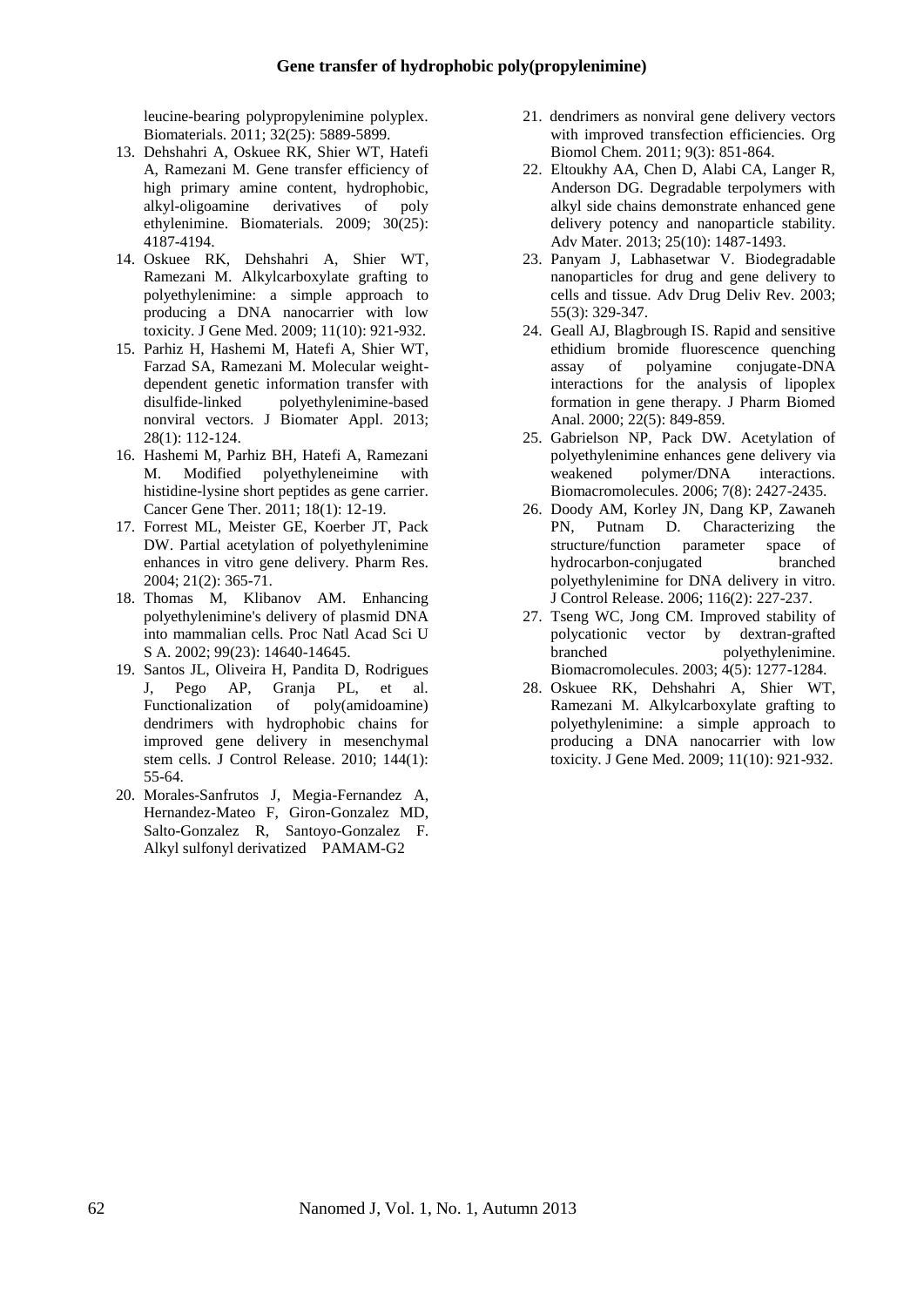leucine-bearing polypropylenimine polyplex. Biomaterials. 2011; 32(25): 5889-5899.

13. Dehshahri A, Oskuee RK, Shier WT, Hatefi A, Ramezani M. Gene transfer efficiency of high primary amine content, hydrophobic, alkyl-oligoamine derivatives of poly ethylenimine. Biomaterials. 2009; 30(25): 4187-4194.
14. Oskuee RK, Dehshahri A, Shier WT, Ramezani M. Alkylcarboxylate grafting to polyethylenimine: a simple approach to producing a DNA nanocarrier with low toxicity. J Gene Med. 2009; 11(10): 921-932.
15. Parhiz H, Hashemi M, Hatefi A, Shier WT, Farzad SA, Ramezani M. Molecular weight-dependent genetic information transfer with disulfide-linked polyethylenimine-based nonviral vectors. J Biomater Appl. 2013; 28(1): 112-124.
16. Hashemi M, Parhiz BH, Hatefi A, Ramezani M. Modified polyethyleneimine with histidine-lysine short peptides as gene carrier. Cancer Gene Ther. 2011; 18(1): 12-19.
17. Forrest ML, Meister GE, Koerber JT, Pack DW. Partial acetylation of polyethylenimine enhances in vitro gene delivery. Pharm Res. 2004; 21(2): 365-71.
18. Thomas M, Klibanov AM. Enhancing polyethylenimine's delivery of plasmid DNA into mammalian cells. Proc Natl Acad Sci U S A. 2002; 99(23): 14640-14645.
19. Santos JL, Oliveira H, Pandita D, Rodrigues J, Pego AP, Granja PL, et al. Functionalization of poly(amidoamine) dendrimers with hydrophobic chains for improved gene delivery in mesenchymal stem cells. J Control Release. 2010; 144(1): 55-64.
20. Morales-Sanfrutos J, Megia-Fernandez A, Hernandez-Mateo F, Giron-Gonzalez MD, Salto-Gonzalez R, Santoyo-Gonzalez F. Alkyl sulfonyl derivatized PAMAM-G2
21. dendrimers as nonviral gene delivery vectors with improved transfection efficiencies. Org Biomol Chem. 2011; 9(3): 851-864.
22. Eltoukhy AA, Chen D, Alabi CA, Langer R, Anderson DG. Degradable terpolymers with alkyl side chains demonstrate enhanced gene delivery potency and nanoparticle stability. Adv Mater. 2013; 25(10): 1487-1493.
23. Panyam J, Labhasetwar V. Biodegradable nanoparticles for drug and gene delivery to cells and tissue. Adv Drug Deliv Rev. 2003; 55(3): 329-347.
24. Geall AJ, Blagbrough IS. Rapid and sensitive ethidium bromide fluorescence quenching assay of polyamine conjugate-DNA interactions for the analysis of lipoplex formation in gene therapy. J Pharm Biomed Anal. 2000; 22(5): 849-859.
25. Gabrielson NP, Pack DW. Acetylation of polyethylenimine enhances gene delivery via weakened polymer/DNA interactions. Biomacromolecules. 2006; 7(8): 2427-2435.
26. Doody AM, Korley JN, Dang KP, Zawaneh PN, Putnam D. Characterizing the structure/function parameter space of hydrocarbon-conjugated branched polyethylenimine for DNA delivery in vitro. J Control Release. 2006; 116(2): 227-237.
27. Tseng WC, Jong CM. Improved stability of polycationic vector by dextran-grafted branched polyethylenimine. Biomacromolecules. 2003; 4(5): 1277-1284.
28. Oskuee RK, Dehshahri A, Shier WT, Ramezani M. Alkylcarboxylate grafting to polyethylenimine: a simple approach to producing a DNA nanocarrier with low toxicity. J Gene Med. 2009; 11(10): 921-932.